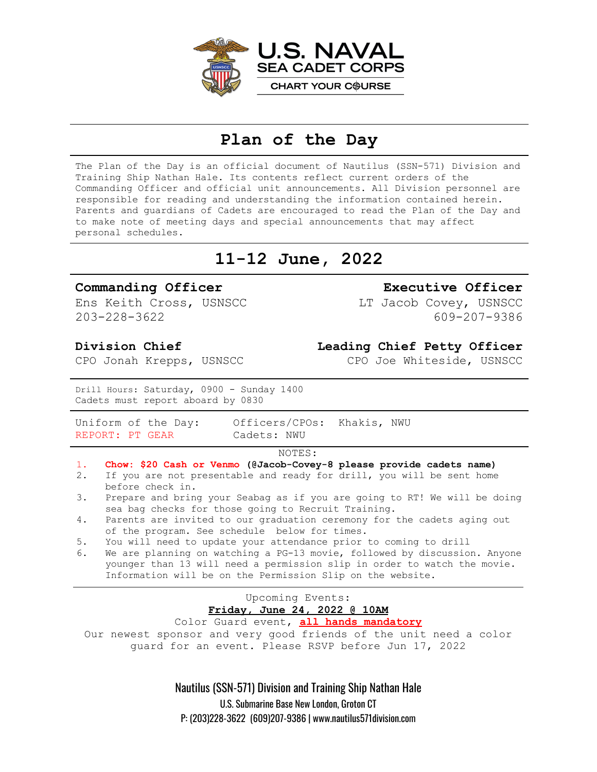U.S. NAVAL SEA CADET CORPS

CHART YOUR COURSE

# Plan of the Day

The Plan of the Day is an official document of Nautilus (SSN-571) Division and Training Ship Nathan Hale. Its contents reflect current orders of the Commanding Officer and official unit announcements. All Division personnel are responsible for reading and understanding the information contained herein. Parents and guardians of Cadets are encouraged to read the Plan of the Day and to make note of meeting days and special announcements that may affect personal schedules.

## 11-12 June, 2022

**Commanding Officer**
Ens Keith Cross, USNSCC
203-228-3622

**Executive Officer**
LT Jacob Covey, USNSCC
609-207-9386

**Division Chief**
CPO Jonah Krepps, USNSCC

**Leading Chief Petty Officer**
CPO Joe Whiteside, USNSCC

Drill Hours: Saturday, 0900 - Sunday 1400
Cadets must report aboard by 0830

Uniform of the Day:
REPORT: PT GEAR

Officers/CPOs: Khakis, NWU
Cadets: NWU

NOTES:

1. **Chow: $20 Cash or Venmo (@Jacob-Covey-8 please provide cadets name)**
2. If you are not presentable and ready for drill, you will be sent home before check in.
3. Prepare and bring your Seabag as if you are going to RT! We will be doing sea bag checks for those going to Recruit Training.
4. Parents are invited to our graduation ceremony for the cadets aging out of the program. See schedule below for times.
5. You will need to update your attendance prior to coming to drill
6. We are planning on watching a PG-13 movie, followed by discussion. Anyone younger than 13 will need a permission slip in order to watch the movie. Information will be on the Permission Slip on the website.

Upcoming Events:

**Friday, June 24, 2022 @ 10AM**

Color Guard event, **all hands mandatory**

Our newest sponsor and very good friends of the unit need a color guard for an event. Please RSVP before Jun 17, 2022

Nautilus (SSN-571) Division and Training Ship Nathan Hale
U.S. Submarine Base New London, Groton CT
P: (203)228-3622 (609)207-9386 | www.nautilus571division.com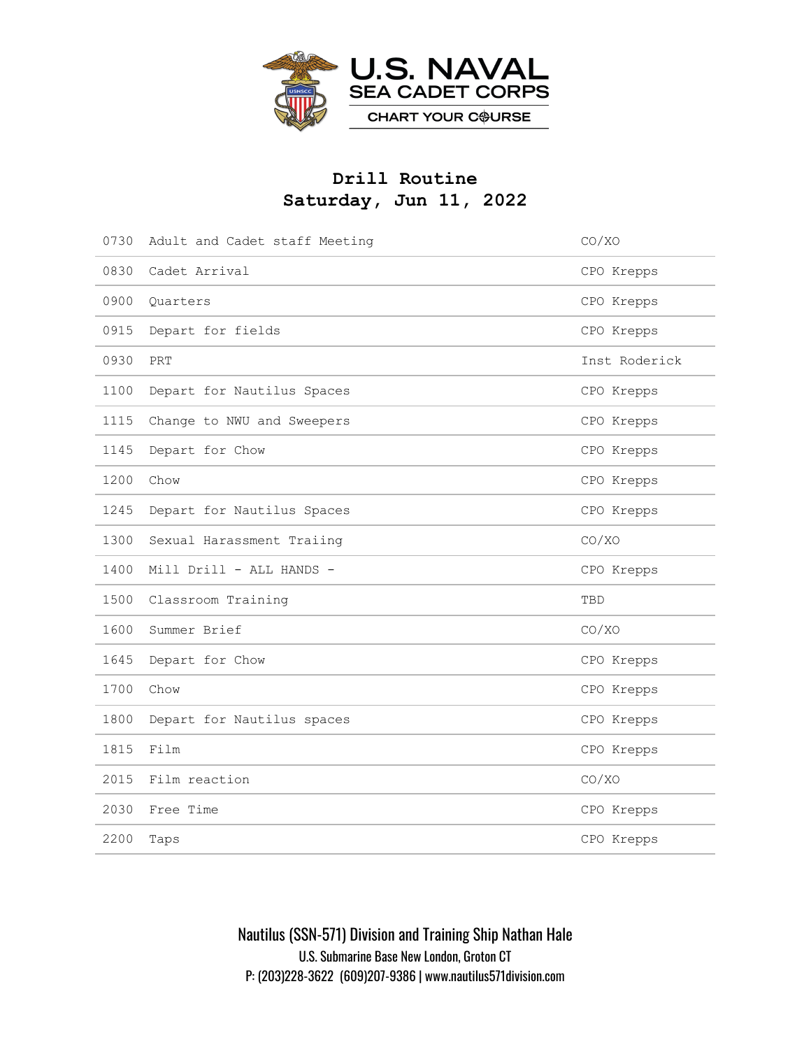U.S. NAVAL SEA CADET CORPS

CHART YOUR COURSE

# Drill Routine
## Saturday, Jun 11, 2022

| | | |
|---|---|---|
| 0730 | Adult and Cadet staff Meeting | CO/XO |
| 0830 | Cadet Arrival | CPO Krepps |
| 0900 | Quarters | CPO Krepps |
| 0915 | Depart for fields | CPO Krepps |
| 0930 | PRT | Inst Roderick |
| 1100 | Depart for Nautilus Spaces | CPO Krepps |
| 1115 | Change to NWU and Sweepers | CPO Krepps |
| 1145 | Depart for Chow | CPO Krepps |
| 1200 | Chow | CPO Krepps |
| 1245 | Depart for Nautilus Spaces | CPO Krepps |
| 1300 | Sexual Harassment Traiing | CO/XO |
| 1400 | Mill Drill - ALL HANDS - | CPO Krepps |
| 1500 | Classroom Training | TBD |
| 1600 | Summer Brief | CO/XO |
| 1645 | Depart for Chow | CPO Krepps |
| 1700 | Chow | CPO Krepps |
| 1800 | Depart for Nautilus spaces | CPO Krepps |
| 1815 | Film | CPO Krepps |
| 2015 | Film reaction | CO/XO |
| 2030 | Free Time | CPO Krepps |
| 2200 | Taps | CPO Krepps |

Nautilus (SSN-571) Division and Training Ship Nathan Hale
U.S. Submarine Base New London, Groton CT
P: (203)228-3622 (609)207-9386 | www.nautilus571division.com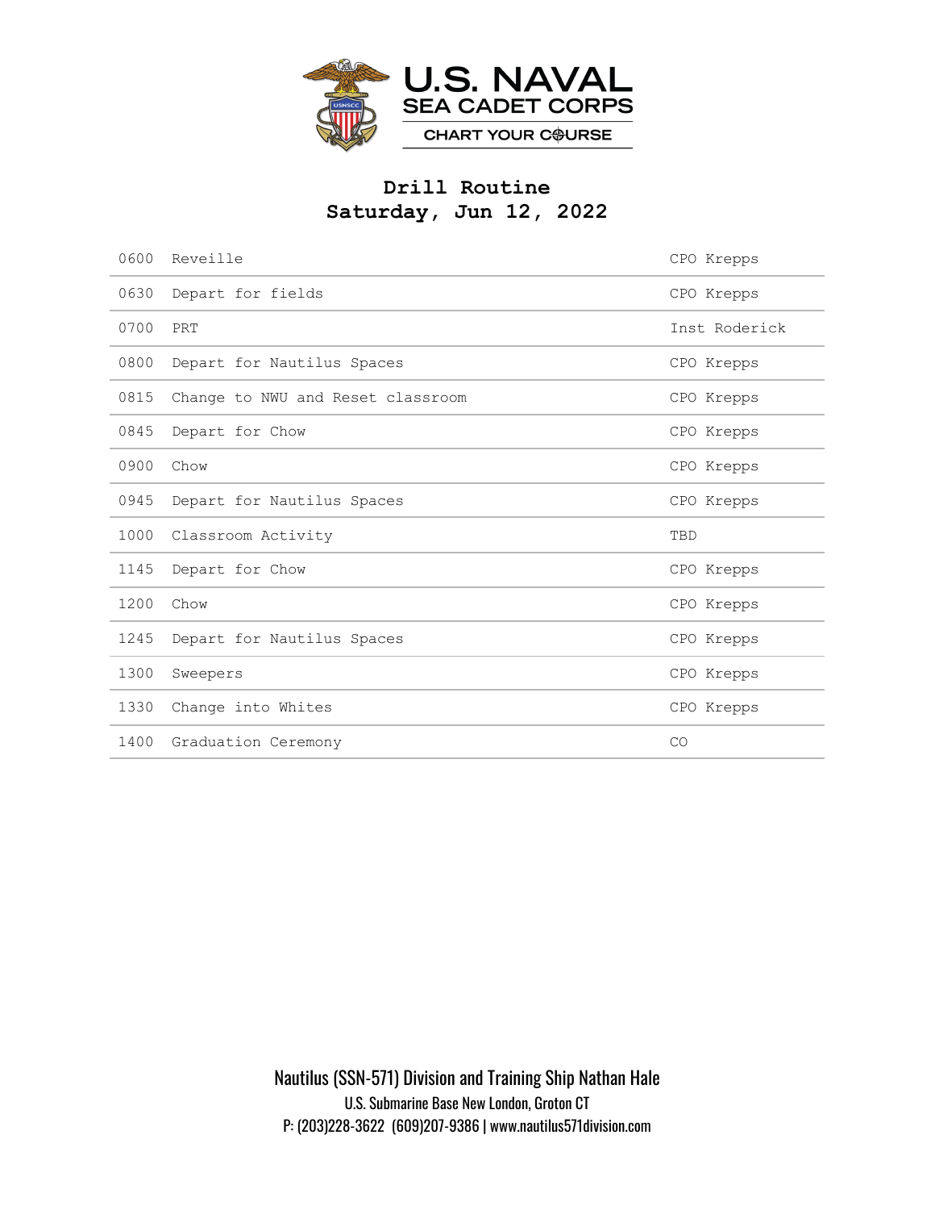# Drill Routine
## Saturday, Jun 12, 2022

| | | |
|---|---|---|
| 0600 | Reveille | CPO Krepps |
| 0630 | Depart for fields | CPO Krepps |
| 0700 | PRT | Inst Roderick |
| 0800 | Depart for Nautilus Spaces | CPO Krepps |
| 0815 | Change to NWU and Reset classroom | CPO Krepps |
| 0845 | Depart for Chow | CPO Krepps |
| 0900 | Chow | CPO Krepps |
| 0945 | Depart for Nautilus Spaces | CPO Krepps |
| 1000 | Classroom Activity | TBD |
| 1145 | Depart for Chow | CPO Krepps |
| 1200 | Chow | CPO Krepps |
| 1245 | Depart for Nautilus Spaces | CPO Krepps |
| 1300 | Sweepers | CPO Krepps |
| 1330 | Change into Whites | CPO Krepps |
| 1400 | Graduation Ceremony | CO |